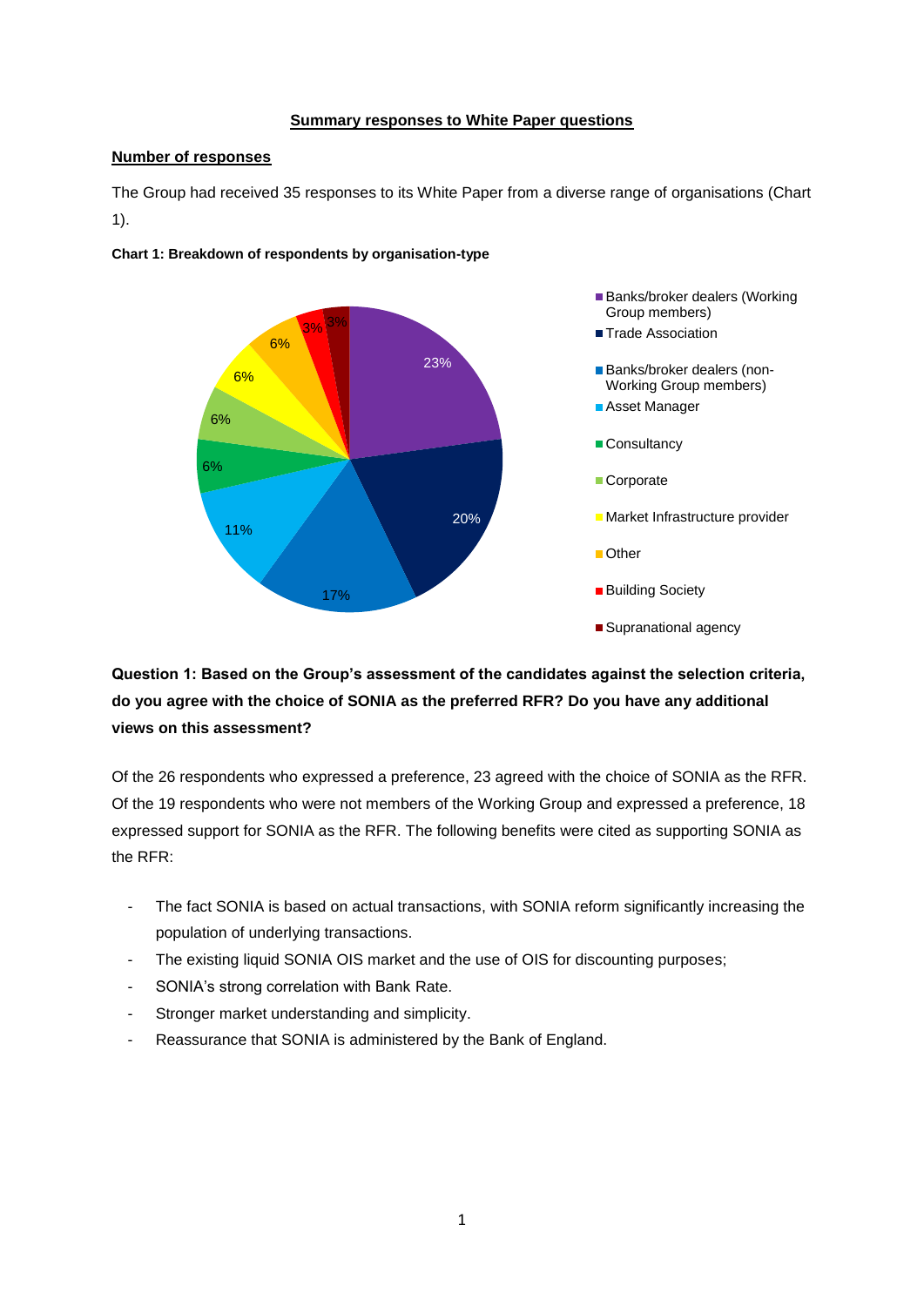## Summary responses to White Paper questions

### Number of responses

The Group had received 35 responses to its White Paper from a diverse range of organisations (Chart 1).

**Chart 1: Breakdown of respondents by organisation-type**

| Organisation type | Share |
|---|---|
| Banks/broker dealers (Working Group members) | 23% |
| Trade Association | 20% |
| Banks/broker dealers (non-Working Group members) | 17% |
| Asset Manager | 11% |
| Consultancy | 6% |
| Corporate | 6% |
| Market Infrastructure provider | 6% |
| Other | 6% |
| Building Society | 3% |
| Supranational agency | 3% |

**Question 1: Based on the Group's assessment of the candidates against the selection criteria, do you agree with the choice of SONIA as the preferred RFR? Do you have any additional views on this assessment?**

Of the 26 respondents who expressed a preference, 23 agreed with the choice of SONIA as the RFR. Of the 19 respondents who were not members of the Working Group and expressed a preference, 18 expressed support for SONIA as the RFR. The following benefits were cited as supporting SONIA as the RFR:

- The fact SONIA is based on actual transactions, with SONIA reform significantly increasing the population of underlying transactions.
- The existing liquid SONIA OIS market and the use of OIS for discounting purposes;
- SONIA's strong correlation with Bank Rate.
- Stronger market understanding and simplicity.
- Reassurance that SONIA is administered by the Bank of England.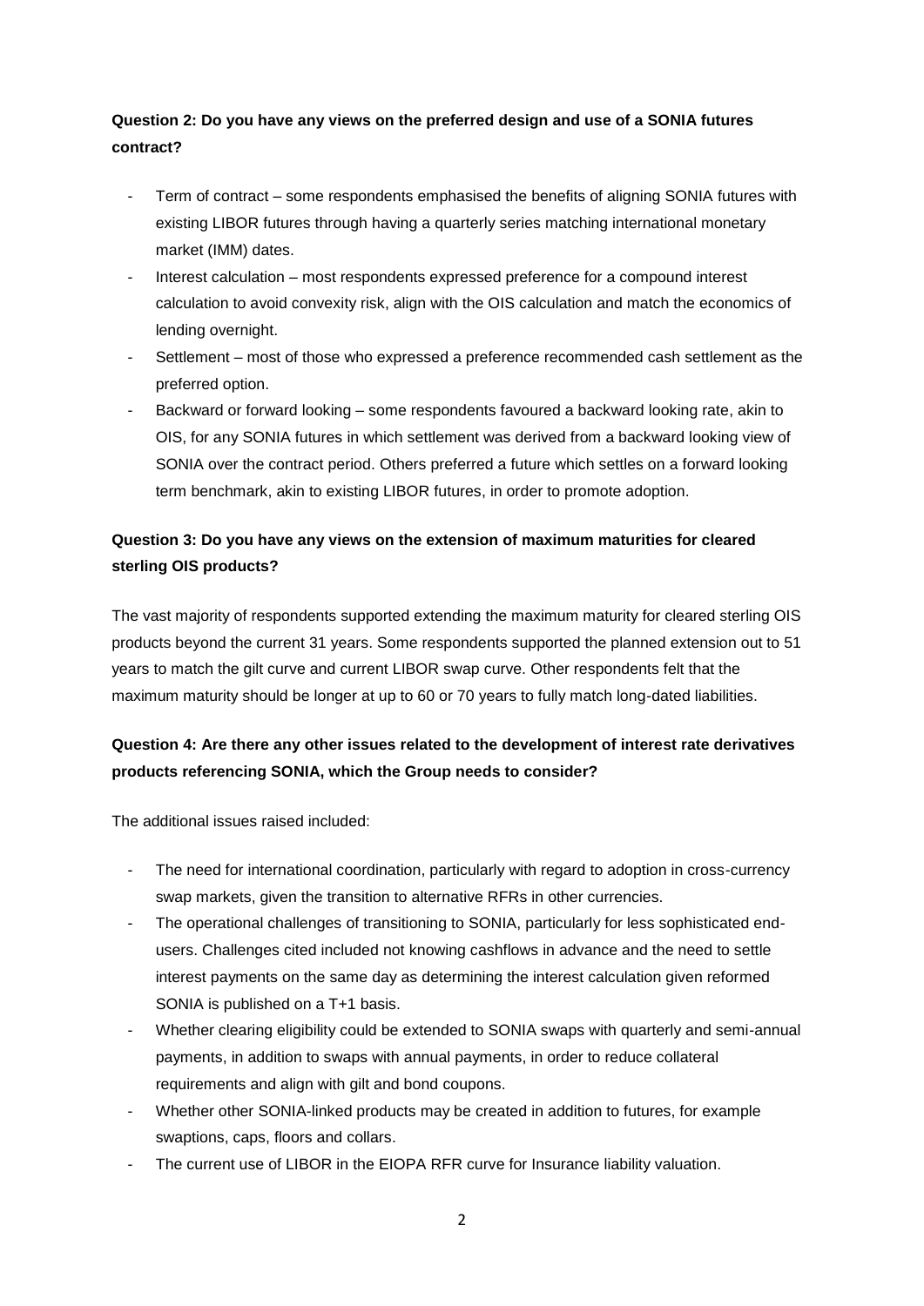**Question 2: Do you have any views on the preferred design and use of a SONIA futures contract?**

- Term of contract – some respondents emphasised the benefits of aligning SONIA futures with existing LIBOR futures through having a quarterly series matching international monetary market (IMM) dates.
- Interest calculation – most respondents expressed preference for a compound interest calculation to avoid convexity risk, align with the OIS calculation and match the economics of lending overnight.
- Settlement – most of those who expressed a preference recommended cash settlement as the preferred option.
- Backward or forward looking – some respondents favoured a backward looking rate, akin to OIS, for any SONIA futures in which settlement was derived from a backward looking view of SONIA over the contract period. Others preferred a future which settles on a forward looking term benchmark, akin to existing LIBOR futures, in order to promote adoption.

**Question 3: Do you have any views on the extension of maximum maturities for cleared sterling OIS products?**

The vast majority of respondents supported extending the maximum maturity for cleared sterling OIS products beyond the current 31 years. Some respondents supported the planned extension out to 51 years to match the gilt curve and current LIBOR swap curve. Other respondents felt that the maximum maturity should be longer at up to 60 or 70 years to fully match long-dated liabilities.

**Question 4: Are there any other issues related to the development of interest rate derivatives products referencing SONIA, which the Group needs to consider?**

The additional issues raised included:

- The need for international coordination, particularly with regard to adoption in cross-currency swap markets, given the transition to alternative RFRs in other currencies.
- The operational challenges of transitioning to SONIA, particularly for less sophisticated end-users. Challenges cited included not knowing cashflows in advance and the need to settle interest payments on the same day as determining the interest calculation given reformed SONIA is published on a T+1 basis.
- Whether clearing eligibility could be extended to SONIA swaps with quarterly and semi-annual payments, in addition to swaps with annual payments, in order to reduce collateral requirements and align with gilt and bond coupons.
- Whether other SONIA-linked products may be created in addition to futures, for example swaptions, caps, floors and collars.
- The current use of LIBOR in the EIOPA RFR curve for Insurance liability valuation.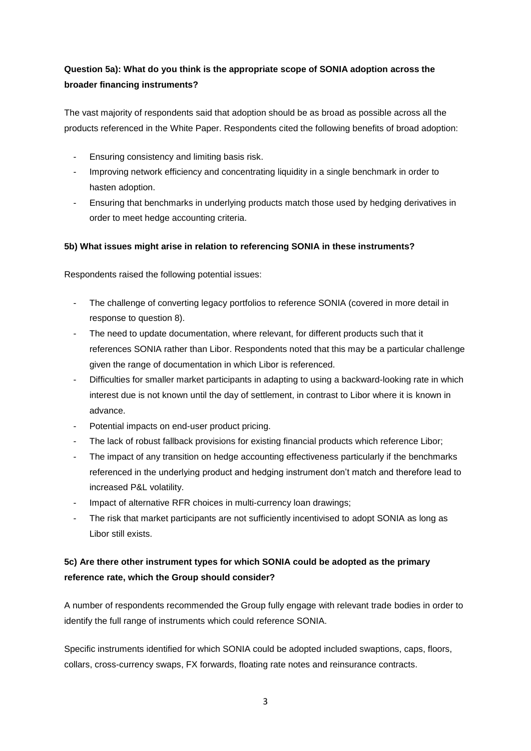**Question 5a): What do you think is the appropriate scope of SONIA adoption across the broader financing instruments?**

The vast majority of respondents said that adoption should be as broad as possible across all the products referenced in the White Paper. Respondents cited the following benefits of broad adoption:

- Ensuring consistency and limiting basis risk.
- Improving network efficiency and concentrating liquidity in a single benchmark in order to hasten adoption.
- Ensuring that benchmarks in underlying products match those used by hedging derivatives in order to meet hedge accounting criteria.

**5b) What issues might arise in relation to referencing SONIA in these instruments?**

Respondents raised the following potential issues:

- The challenge of converting legacy portfolios to reference SONIA (covered in more detail in response to question 8).
- The need to update documentation, where relevant, for different products such that it references SONIA rather than Libor. Respondents noted that this may be a particular challenge given the range of documentation in which Libor is referenced.
- Difficulties for smaller market participants in adapting to using a backward-looking rate in which interest due is not known until the day of settlement, in contrast to Libor where it is known in advance.
- Potential impacts on end-user product pricing.
- The lack of robust fallback provisions for existing financial products which reference Libor;
- The impact of any transition on hedge accounting effectiveness particularly if the benchmarks referenced in the underlying product and hedging instrument don't match and therefore lead to increased P&L volatility.
- Impact of alternative RFR choices in multi-currency loan drawings;
- The risk that market participants are not sufficiently incentivised to adopt SONIA as long as Libor still exists.

**5c) Are there other instrument types for which SONIA could be adopted as the primary reference rate, which the Group should consider?**

A number of respondents recommended the Group fully engage with relevant trade bodies in order to identify the full range of instruments which could reference SONIA.

Specific instruments identified for which SONIA could be adopted included swaptions, caps, floors, collars, cross-currency swaps, FX forwards, floating rate notes and reinsurance contracts.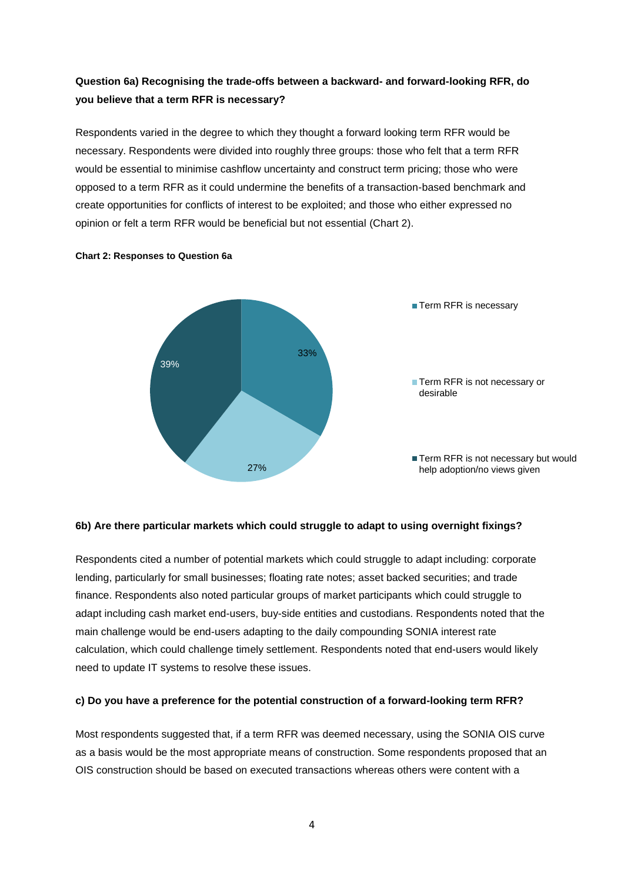**Question 6a) Recognising the trade-offs between a backward- and forward-looking RFR, do you believe that a term RFR is necessary?**

Respondents varied in the degree to which they thought a forward looking term RFR would be necessary. Respondents were divided into roughly three groups: those who felt that a term RFR would be essential to minimise cashflow uncertainty and construct term pricing; those who were opposed to a term RFR as it could undermine the benefits of a transaction-based benchmark and create opportunities for conflicts of interest to be exploited; and those who either expressed no opinion or felt a term RFR would be beneficial but not essential (Chart 2).

**Chart 2: Responses to Question 6a**

| Response | Share |
|---|---|
| Term RFR is necessary | 33% |
| Term RFR is not necessary or desirable | 27% |
| Term RFR is not necessary but would help adoption/no views given | 39% |

**6b) Are there particular markets which could struggle to adapt to using overnight fixings?**

Respondents cited a number of potential markets which could struggle to adapt including: corporate lending, particularly for small businesses; floating rate notes; asset backed securities; and trade finance. Respondents also noted particular groups of market participants which could struggle to adapt including cash market end-users, buy-side entities and custodians. Respondents noted that the main challenge would be end-users adapting to the daily compounding SONIA interest rate calculation, which could challenge timely settlement. Respondents noted that end-users would likely need to update IT systems to resolve these issues.

**c) Do you have a preference for the potential construction of a forward-looking term RFR?**

Most respondents suggested that, if a term RFR was deemed necessary, using the SONIA OIS curve as a basis would be the most appropriate means of construction. Some respondents proposed that an OIS construction should be based on executed transactions whereas others were content with a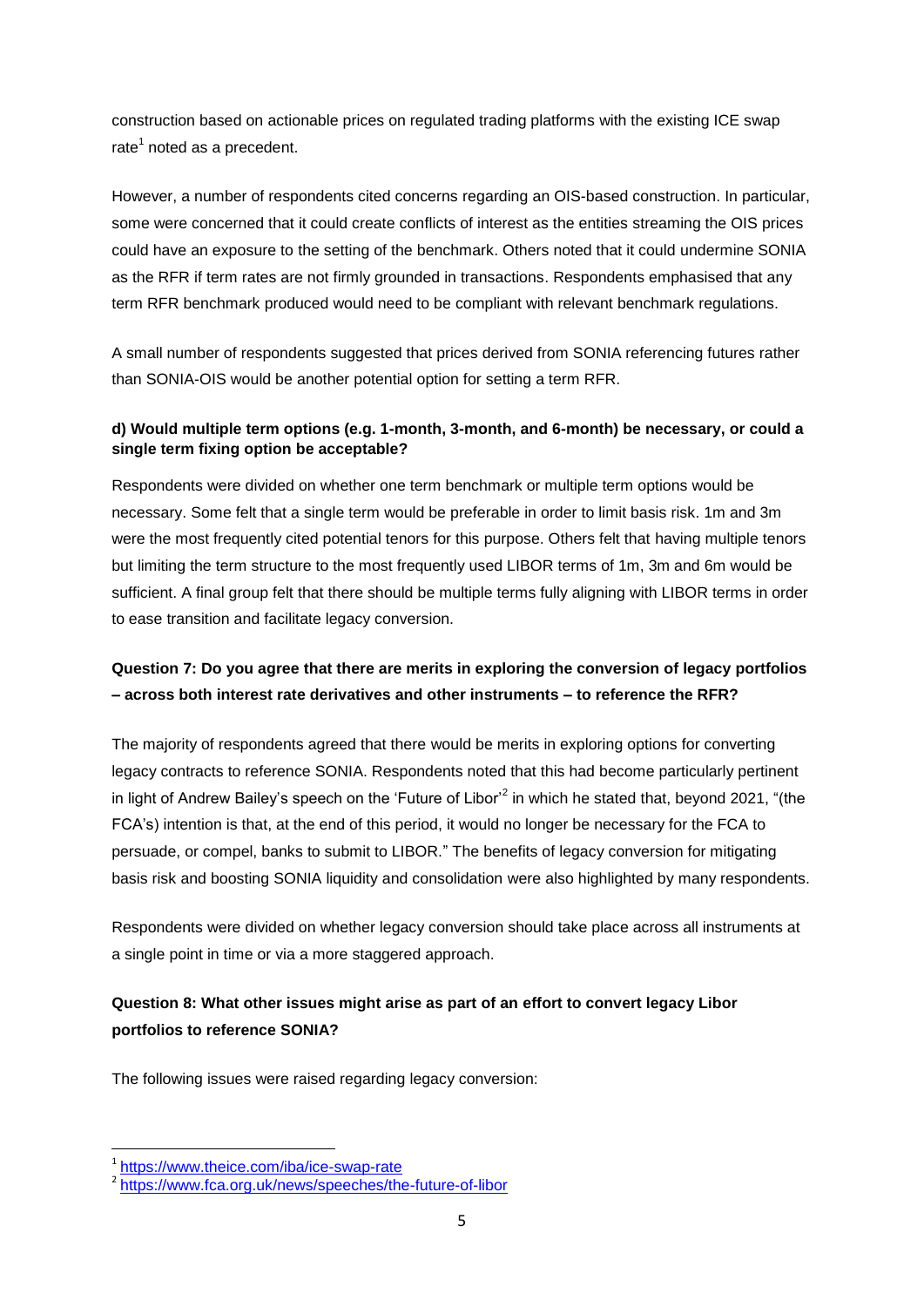construction based on actionable prices on regulated trading platforms with the existing ICE swap rate[1] noted as a precedent.

However, a number of respondents cited concerns regarding an OIS-based construction. In particular, some were concerned that it could create conflicts of interest as the entities streaming the OIS prices could have an exposure to the setting of the benchmark. Others noted that it could undermine SONIA as the RFR if term rates are not firmly grounded in transactions. Respondents emphasised that any term RFR benchmark produced would need to be compliant with relevant benchmark regulations.

A small number of respondents suggested that prices derived from SONIA referencing futures rather than SONIA-OIS would be another potential option for setting a term RFR.

**d) Would multiple term options (e.g. 1-month, 3-month, and 6-month) be necessary, or could a single term fixing option be acceptable?**

Respondents were divided on whether one term benchmark or multiple term options would be necessary. Some felt that a single term would be preferable in order to limit basis risk. 1m and 3m were the most frequently cited potential tenors for this purpose. Others felt that having multiple tenors but limiting the term structure to the most frequently used LIBOR terms of 1m, 3m and 6m would be sufficient. A final group felt that there should be multiple terms fully aligning with LIBOR terms in order to ease transition and facilitate legacy conversion.

**Question 7: Do you agree that there are merits in exploring the conversion of legacy portfolios – across both interest rate derivatives and other instruments – to reference the RFR?**

The majority of respondents agreed that there would be merits in exploring options for converting legacy contracts to reference SONIA. Respondents noted that this had become particularly pertinent in light of Andrew Bailey's speech on the 'Future of Libor'[2] in which he stated that, beyond 2021, "(the FCA's) intention is that, at the end of this period, it would no longer be necessary for the FCA to persuade, or compel, banks to submit to LIBOR." The benefits of legacy conversion for mitigating basis risk and boosting SONIA liquidity and consolidation were also highlighted by many respondents.

Respondents were divided on whether legacy conversion should take place across all instruments at a single point in time or via a more staggered approach.

**Question 8: What other issues might arise as part of an effort to convert legacy Libor portfolios to reference SONIA?**

The following issues were raised regarding legacy conversion:

---

[1] https://www.theice.com/iba/ice-swap-rate

[2] https://www.fca.org.uk/news/speeches/the-future-of-libor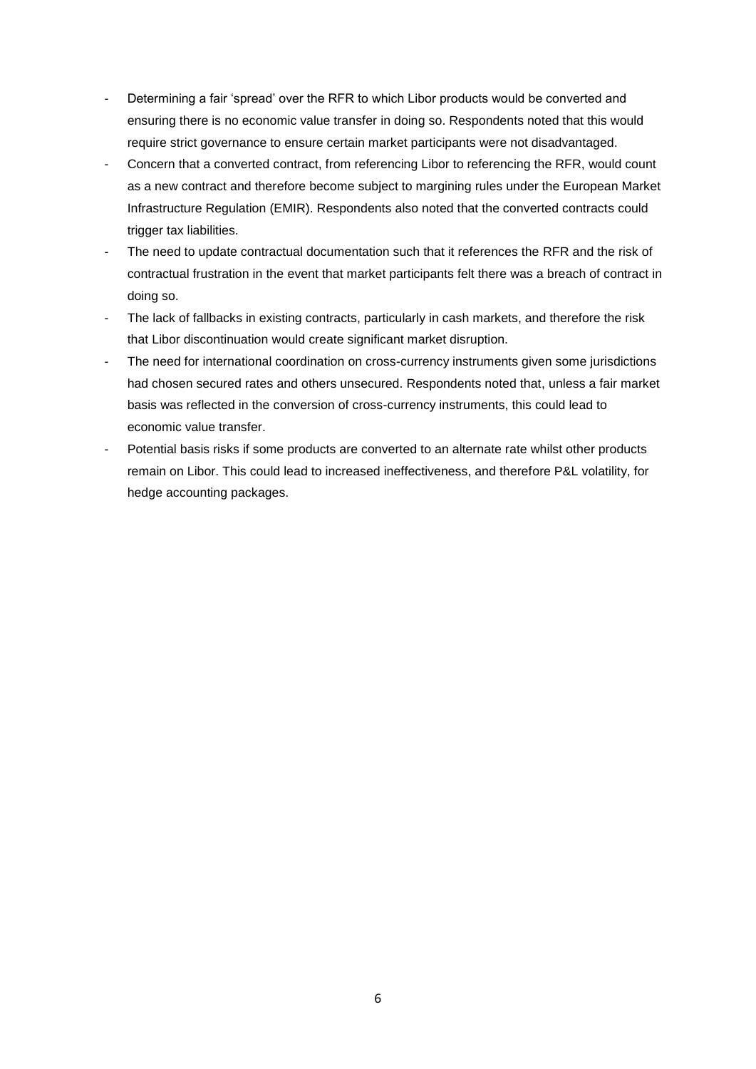- Determining a fair 'spread' over the RFR to which Libor products would be converted and ensuring there is no economic value transfer in doing so. Respondents noted that this would require strict governance to ensure certain market participants were not disadvantaged.
- Concern that a converted contract, from referencing Libor to referencing the RFR, would count as a new contract and therefore become subject to margining rules under the European Market Infrastructure Regulation (EMIR). Respondents also noted that the converted contracts could trigger tax liabilities.
- The need to update contractual documentation such that it references the RFR and the risk of contractual frustration in the event that market participants felt there was a breach of contract in doing so.
- The lack of fallbacks in existing contracts, particularly in cash markets, and therefore the risk that Libor discontinuation would create significant market disruption.
- The need for international coordination on cross-currency instruments given some jurisdictions had chosen secured rates and others unsecured. Respondents noted that, unless a fair market basis was reflected in the conversion of cross-currency instruments, this could lead to economic value transfer.
- Potential basis risks if some products are converted to an alternate rate whilst other products remain on Libor. This could lead to increased ineffectiveness, and therefore P&L volatility, for hedge accounting packages.